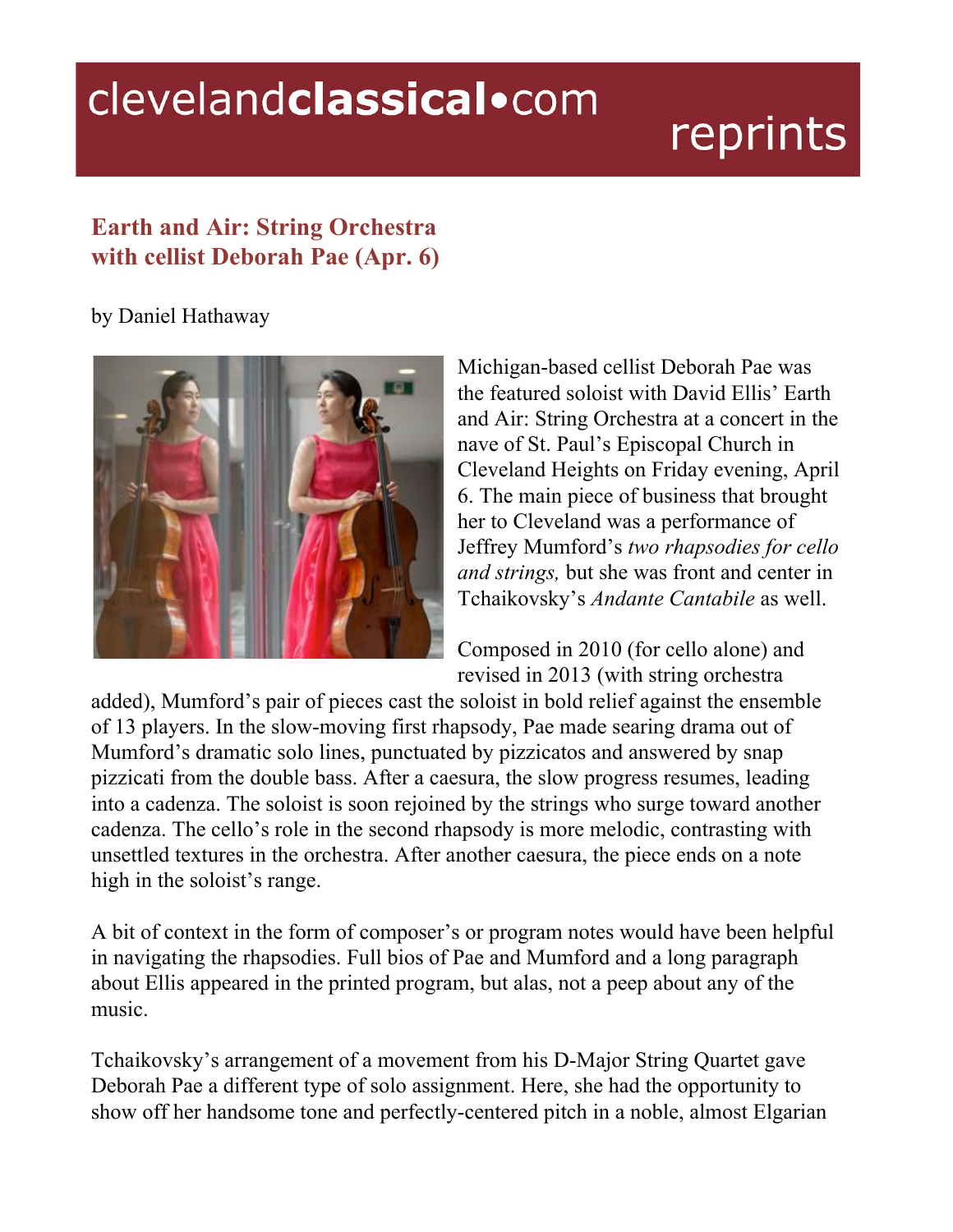# Earth and Air: String Orchestra with cellist Deborah Pae (Apr. 6)

by Daniel Hathaway

Michigan-based cellist Deborah Pae was the featured soloist with David Ellis' Earth and Air: String Orchestra at a concert in the nave of St. Paul's Episcopal Church in Cleveland Heights on Friday evening, April 6. The main piece of business that brought her to Cleveland was a performance of Jeffrey Mumford's *two rhapsodies for cello and strings,* but she was front and center in Tchaikovsky's *Andante Cantabile* as well.

Composed in 2010 (for cello alone) and revised in 2013 (with string orchestra added), Mumford's pair of pieces cast the soloist in bold relief against the ensemble of 13 players. In the slow-moving first rhapsody, Pae made searing drama out of Mumford's dramatic solo lines, punctuated by pizzicatos and answered by snap pizzicati from the double bass. After a caesura, the slow progress resumes, leading into a cadenza. The soloist is soon rejoined by the strings who surge toward another cadenza. The cello's role in the second rhapsody is more melodic, contrasting with unsettled textures in the orchestra. After another caesura, the piece ends on a note high in the soloist's range.

A bit of context in the form of composer's or program notes would have been helpful in navigating the rhapsodies. Full bios of Pae and Mumford and a long paragraph about Ellis appeared in the printed program, but alas, not a peep about any of the music.

Tchaikovsky's arrangement of a movement from his D-Major String Quartet gave Deborah Pae a different type of solo assignment. Here, she had the opportunity to show off her handsome tone and perfectly-centered pitch in a noble, almost Elgarian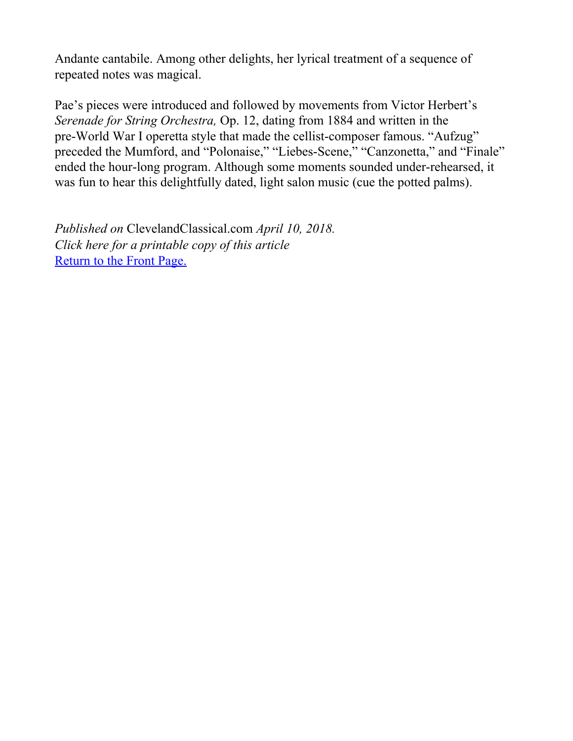Andante cantabile. Among other delights, her lyrical treatment of a sequence of repeated notes was magical.

Pae's pieces were introduced and followed by movements from Victor Herbert's *Serenade for String Orchestra,* Op. 12, dating from 1884 and written in the pre-World War I operetta style that made the cellist-composer famous. "Aufzug" preceded the Mumford, and "Polonaise," "Liebes-Scene," "Canzonetta," and "Finale" ended the hour-long program. Although some moments sounded under-rehearsed, it was fun to hear this delightfully dated, light salon music (cue the potted palms).

*Published on* ClevelandClassical.com *April 10, 2018.*
*Click here for a printable copy of this article*
Return to the Front Page.